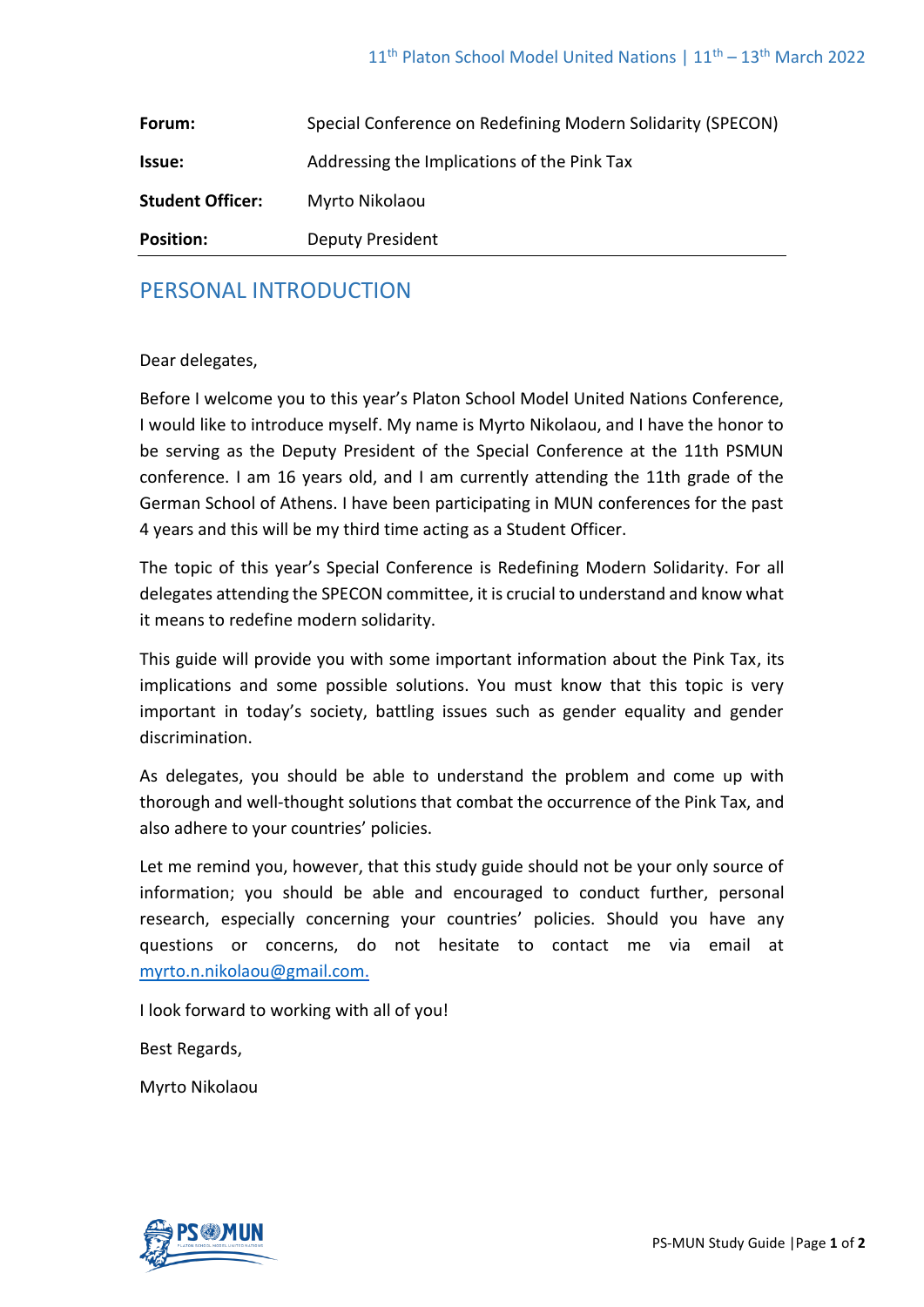| | |
|---|---|
| **Forum:** | Special Conference on Redefining Modern Solidarity (SPECON) |
| **Issue:** | Addressing the Implications of the Pink Tax |
| **Student Officer:** | Myrto Nikolaou |
| **Position:** | Deputy President |

## PERSONAL INTRODUCTION

Dear delegates,

Before I welcome you to this year's Platon School Model United Nations Conference, I would like to introduce myself. My name is Myrto Nikolaou, and I have the honor to be serving as the Deputy President of the Special Conference at the 11th PSMUN conference. I am 16 years old, and I am currently attending the 11th grade of the German School of Athens. I have been participating in MUN conferences for the past 4 years and this will be my third time acting as a Student Officer.

The topic of this year's Special Conference is Redefining Modern Solidarity. For all delegates attending the SPECON committee, it is crucial to understand and know what it means to redefine modern solidarity.

This guide will provide you with some important information about the Pink Tax, its implications and some possible solutions. You must know that this topic is very important in today's society, battling issues such as gender equality and gender discrimination.

As delegates, you should be able to understand the problem and come up with thorough and well-thought solutions that combat the occurrence of the Pink Tax, and also adhere to your countries' policies.

Let me remind you, however, that this study guide should not be your only source of information; you should be able and encouraged to conduct further, personal research, especially concerning your countries' policies. Should you have any questions or concerns, do not hesitate to contact me via email at myrto.n.nikolaou@gmail.com.

I look forward to working with all of you!

Best Regards,

Myrto Nikolaou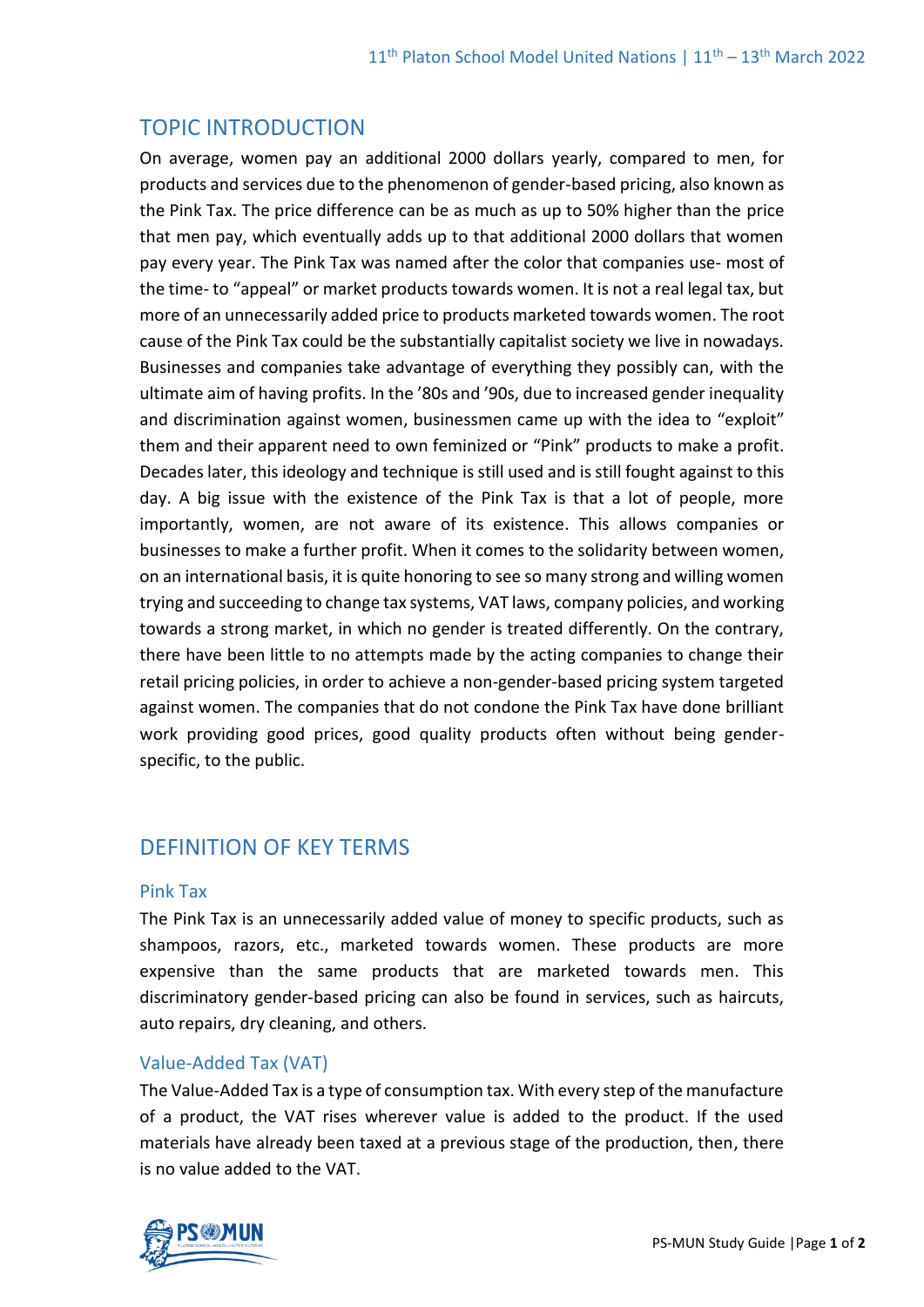## TOPIC INTRODUCTION

On average, women pay an additional 2000 dollars yearly, compared to men, for products and services due to the phenomenon of gender-based pricing, also known as the Pink Tax. The price difference can be as much as up to 50% higher than the price that men pay, which eventually adds up to that additional 2000 dollars that women pay every year. The Pink Tax was named after the color that companies use- most of the time- to "appeal" or market products towards women. It is not a real legal tax, but more of an unnecessarily added price to products marketed towards women. The root cause of the Pink Tax could be the substantially capitalist society we live in nowadays. Businesses and companies take advantage of everything they possibly can, with the ultimate aim of having profits. In the '80s and '90s, due to increased gender inequality and discrimination against women, businessmen came up with the idea to "exploit" them and their apparent need to own feminized or "Pink" products to make a profit. Decades later, this ideology and technique is still used and is still fought against to this day. A big issue with the existence of the Pink Tax is that a lot of people, more importantly, women, are not aware of its existence. This allows companies or businesses to make a further profit. When it comes to the solidarity between women, on an international basis, it is quite honoring to see so many strong and willing women trying and succeeding to change tax systems, VAT laws, company policies, and working towards a strong market, in which no gender is treated differently. On the contrary, there have been little to no attempts made by the acting companies to change their retail pricing policies, in order to achieve a non-gender-based pricing system targeted against women. The companies that do not condone the Pink Tax have done brilliant work providing good prices, good quality products often without being gender-specific, to the public.

## DEFINITION OF KEY TERMS

### Pink Tax

The Pink Tax is an unnecessarily added value of money to specific products, such as shampoos, razors, etc., marketed towards women. These products are more expensive than the same products that are marketed towards men. This discriminatory gender-based pricing can also be found in services, such as haircuts, auto repairs, dry cleaning, and others.

### Value-Added Tax (VAT)

The Value-Added Tax is a type of consumption tax. With every step of the manufacture of a product, the VAT rises wherever value is added to the product. If the used materials have already been taxed at a previous stage of the production, then, there is no value added to the VAT.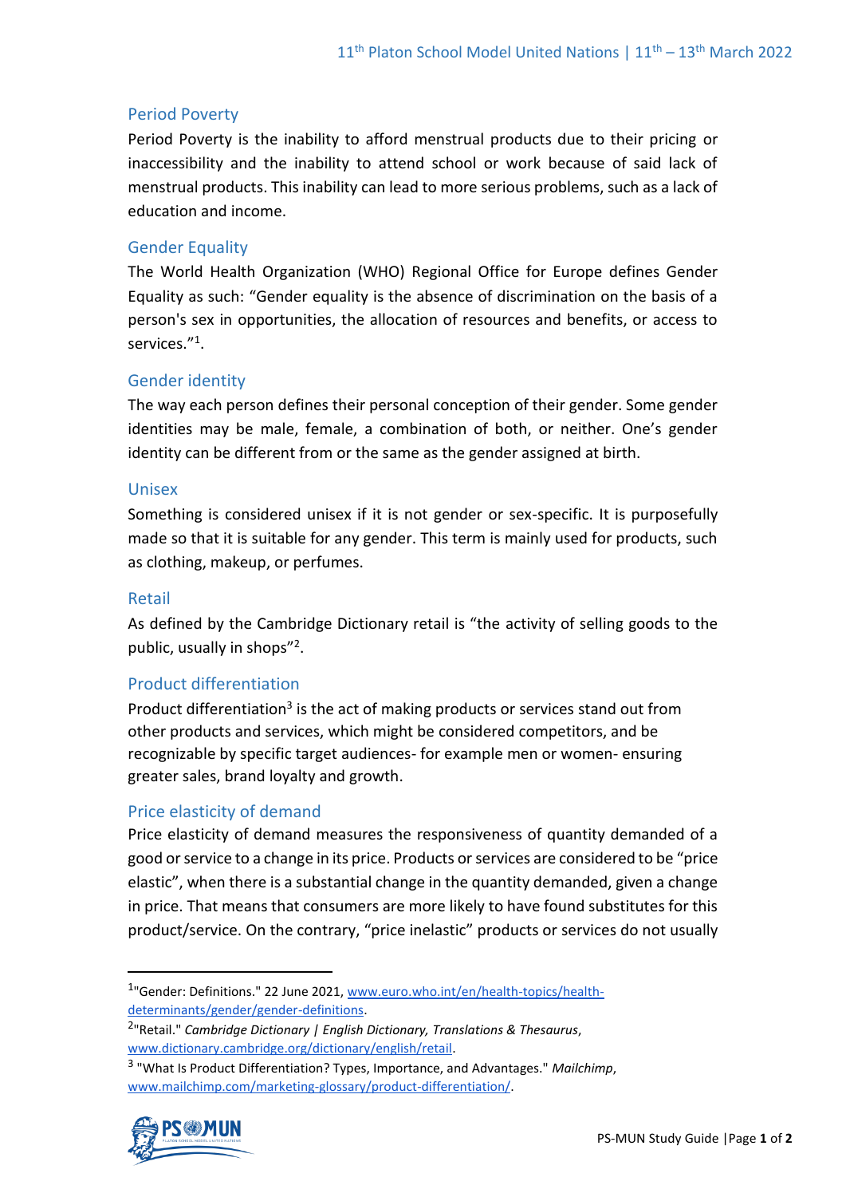## Period Poverty

Period Poverty is the inability to afford menstrual products due to their pricing or inaccessibility and the inability to attend school or work because of said lack of menstrual products. This inability can lead to more serious problems, such as a lack of education and income.

## Gender Equality

The World Health Organization (WHO) Regional Office for Europe defines Gender Equality as such: "Gender equality is the absence of discrimination on the basis of a person's sex in opportunities, the allocation of resources and benefits, or access to services."[1].

## Gender identity

The way each person defines their personal conception of their gender. Some gender identities may be male, female, a combination of both, or neither. One's gender identity can be different from or the same as the gender assigned at birth.

## Unisex

Something is considered unisex if it is not gender or sex-specific. It is purposefully made so that it is suitable for any gender. This term is mainly used for products, such as clothing, makeup, or perfumes.

## Retail

As defined by the Cambridge Dictionary retail is "the activity of selling goods to the public, usually in shops"[2].

## Product differentiation

Product differentiation[3] is the act of making products or services stand out from other products and services, which might be considered competitors, and be recognizable by specific target audiences- for example men or women- ensuring greater sales, brand loyalty and growth.

## Price elasticity of demand

Price elasticity of demand measures the responsiveness of quantity demanded of a good or service to a change in its price. Products or services are considered to be "price elastic", when there is a substantial change in the quantity demanded, given a change in price. That means that consumers are more likely to have found substitutes for this product/service. On the contrary, "price inelastic" products or services do not usually

---

[1] "Gender: Definitions." 22 June 2021, www.euro.who.int/en/health-topics/health-determinants/gender/gender-definitions.

[2] "Retail." *Cambridge Dictionary | English Dictionary, Translations & Thesaurus*, www.dictionary.cambridge.org/dictionary/english/retail.

[3] "What Is Product Differentiation? Types, Importance, and Advantages." *Mailchimp*, www.mailchimp.com/marketing-glossary/product-differentiation/.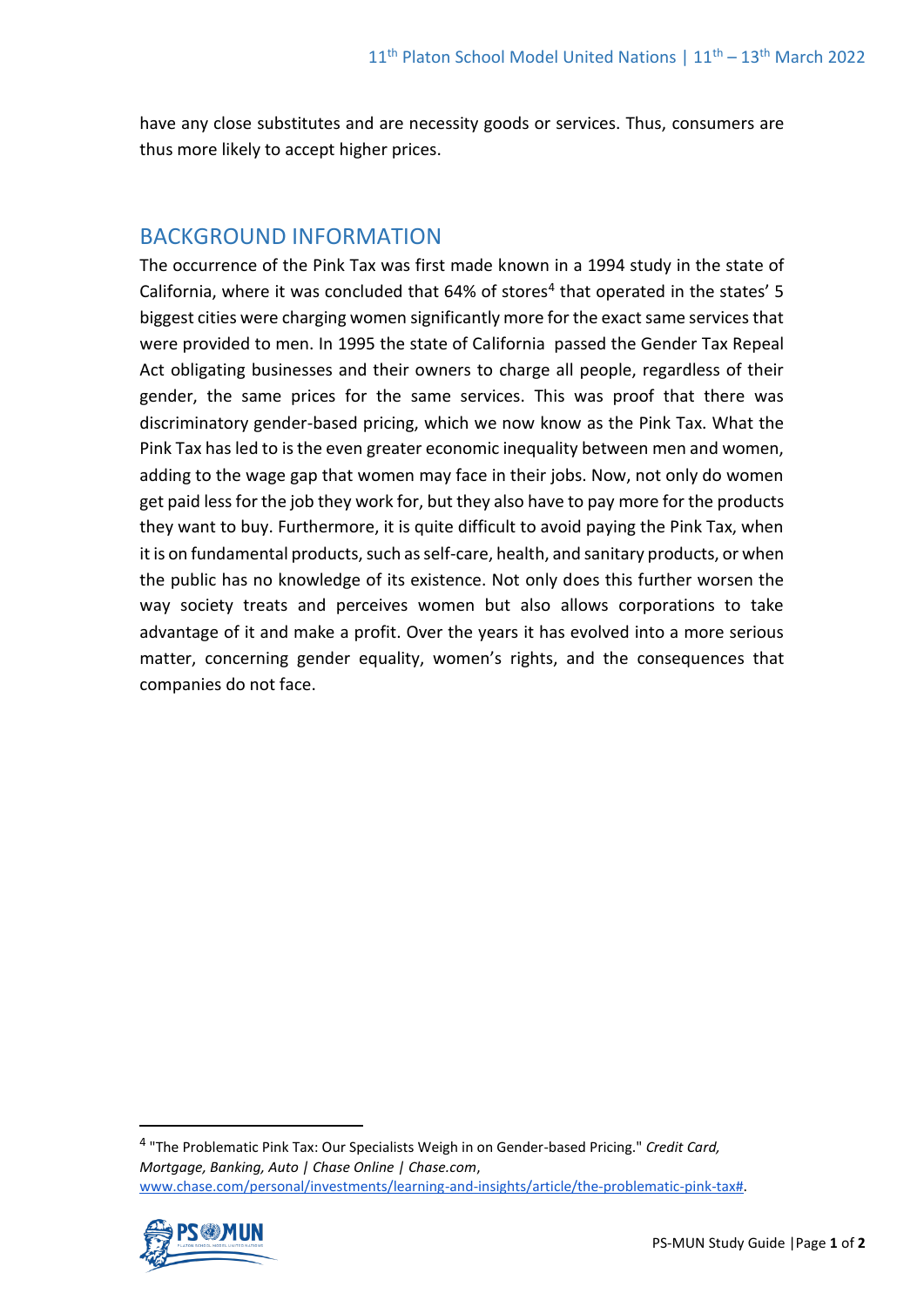have any close substitutes and are necessity goods or services. Thus, consumers are thus more likely to accept higher prices.

## BACKGROUND INFORMATION

The occurrence of the Pink Tax was first made known in a 1994 study in the state of California, where it was concluded that 64% of stores[4] that operated in the states' 5 biggest cities were charging women significantly more for the exact same services that were provided to men. In 1995 the state of California passed the Gender Tax Repeal Act obligating businesses and their owners to charge all people, regardless of their gender, the same prices for the same services. This was proof that there was discriminatory gender-based pricing, which we now know as the Pink Tax. What the Pink Tax has led to is the even greater economic inequality between men and women, adding to the wage gap that women may face in their jobs. Now, not only do women get paid less for the job they work for, but they also have to pay more for the products they want to buy. Furthermore, it is quite difficult to avoid paying the Pink Tax, when it is on fundamental products, such as self-care, health, and sanitary products, or when the public has no knowledge of its existence. Not only does this further worsen the way society treats and perceives women but also allows corporations to take advantage of it and make a profit. Over the years it has evolved into a more serious matter, concerning gender equality, women's rights, and the consequences that companies do not face.

---

[4] "The Problematic Pink Tax: Our Specialists Weigh in on Gender-based Pricing." *Credit Card, Mortgage, Banking, Auto | Chase Online | Chase.com*, www.chase.com/personal/investments/learning-and-insights/article/the-problematic-pink-tax#.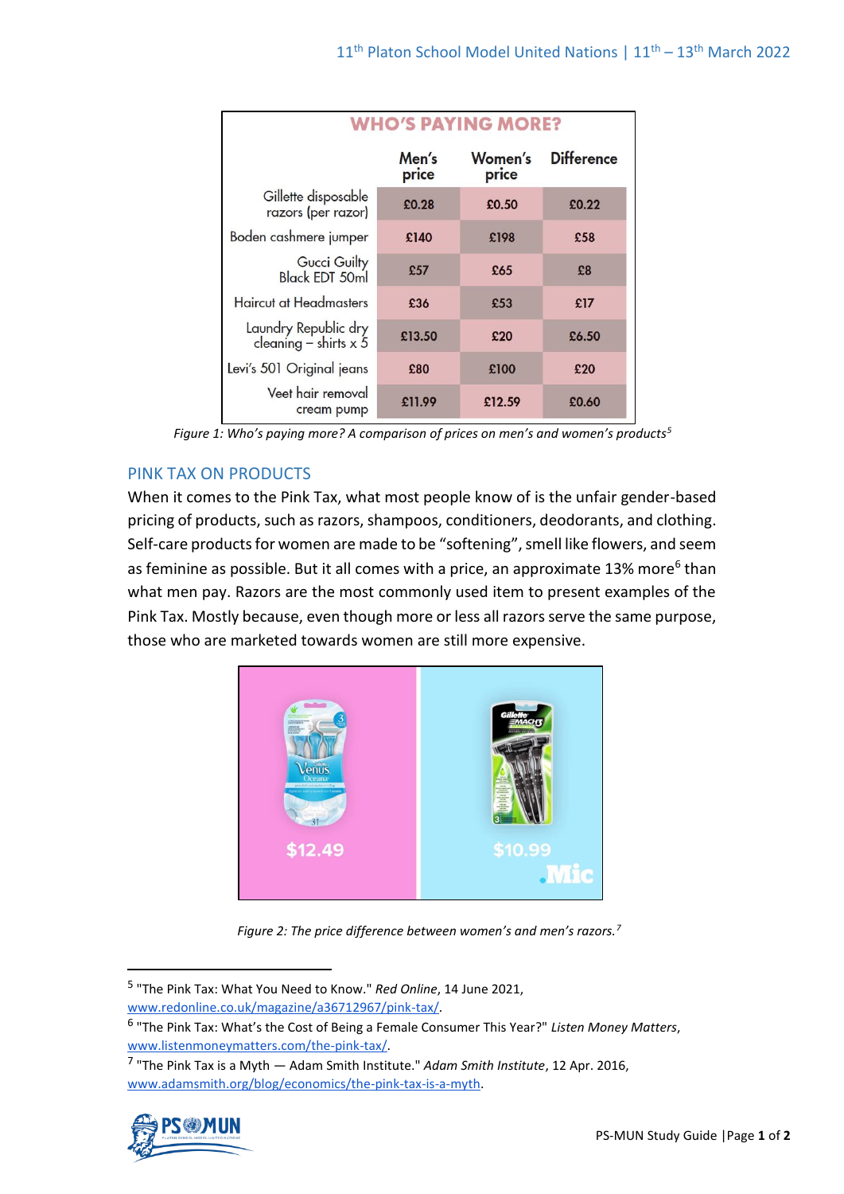| WHO'S PAYING MORE? | Men's price | Women's price | Difference |
|---|---|---|---|
| Gillette disposable razors (per razor) | £0.28 | £0.50 | £0.22 |
| Boden cashmere jumper | £140 | £198 | £58 |
| Gucci Guilty Black EDT 50ml | £57 | £65 | £8 |
| Haircut at Headmasters | £36 | £53 | £17 |
| Laundry Republic dry cleaning – shirts x 5 | £13.50 | £20 | £6.50 |
| Levi's 501 Original jeans | £80 | £100 | £20 |
| Veet hair removal cream pump | £11.99 | £12.59 | £0.60 |

*Figure 1: Who's paying more? A comparison of prices on men's and women's products*[5]

## PINK TAX ON PRODUCTS

When it comes to the Pink Tax, what most people know of is the unfair gender-based pricing of products, such as razors, shampoos, conditioners, deodorants, and clothing. Self-care products for women are made to be "softening", smell like flowers, and seem as feminine as possible. But it all comes with a price, an approximate 13% more[6] than what men pay. Razors are the most commonly used item to present examples of the Pink Tax. Mostly because, even though more or less all razors serve the same purpose, those who are marketed towards women are still more expensive.

*Figure 2: The price difference between women's and men's razors.*[7]

---

[5] "The Pink Tax: What You Need to Know." *Red Online*, 14 June 2021, www.redonline.co.uk/magazine/a36712967/pink-tax/.

[6] "The Pink Tax: What's the Cost of Being a Female Consumer This Year?" *Listen Money Matters*, www.listenmoneymatters.com/the-pink-tax/.

[7] "The Pink Tax is a Myth — Adam Smith Institute." *Adam Smith Institute*, 12 Apr. 2016, www.adamsmith.org/blog/economics/the-pink-tax-is-a-myth.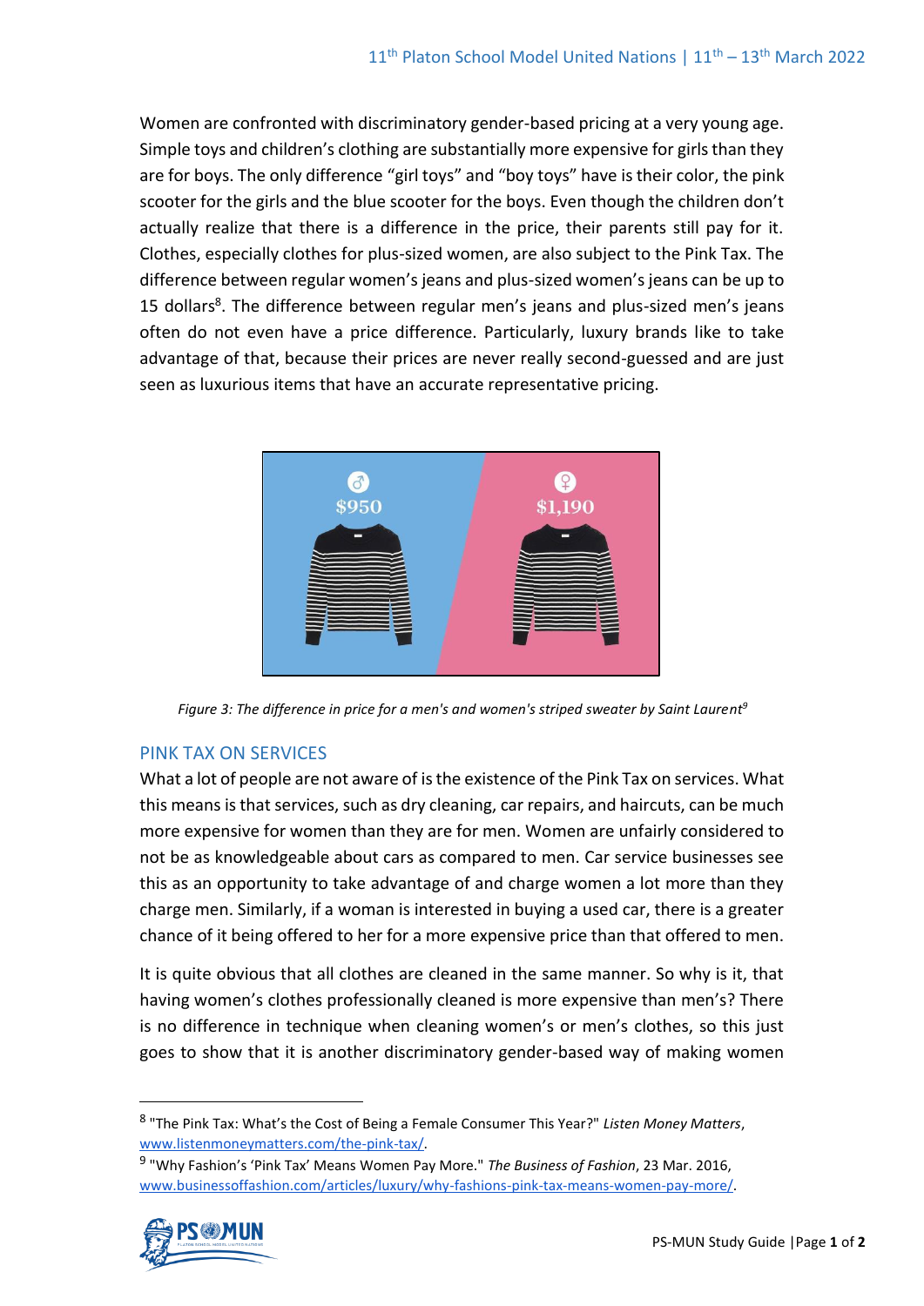Women are confronted with discriminatory gender-based pricing at a very young age. Simple toys and children's clothing are substantially more expensive for girls than they are for boys. The only difference "girl toys" and "boy toys" have is their color, the pink scooter for the girls and the blue scooter for the boys. Even though the children don't actually realize that there is a difference in the price, their parents still pay for it. Clothes, especially clothes for plus-sized women, are also subject to the Pink Tax. The difference between regular women's jeans and plus-sized women's jeans can be up to 15 dollars[8]. The difference between regular men's jeans and plus-sized men's jeans often do not even have a price difference. Particularly, luxury brands like to take advantage of that, because their prices are never really second-guessed and are just seen as luxurious items that have an accurate representative pricing.

*Figure 3: The difference in price for a men's and women's striped sweater by Saint Laurent[9]*

## PINK TAX ON SERVICES

What a lot of people are not aware of is the existence of the Pink Tax on services. What this means is that services, such as dry cleaning, car repairs, and haircuts, can be much more expensive for women than they are for men. Women are unfairly considered to not be as knowledgeable about cars as compared to men. Car service businesses see this as an opportunity to take advantage of and charge women a lot more than they charge men. Similarly, if a woman is interested in buying a used car, there is a greater chance of it being offered to her for a more expensive price than that offered to men.

It is quite obvious that all clothes are cleaned in the same manner. So why is it, that having women's clothes professionally cleaned is more expensive than men's? There is no difference in technique when cleaning women's or men's clothes, so this just goes to show that it is another discriminatory gender-based way of making women

---

[8] "The Pink Tax: What's the Cost of Being a Female Consumer This Year?" *Listen Money Matters*, www.listenmoneymatters.com/the-pink-tax/.

[9] "Why Fashion's 'Pink Tax' Means Women Pay More." *The Business of Fashion*, 23 Mar. 2016, www.businessoffashion.com/articles/luxury/why-fashions-pink-tax-means-women-pay-more/.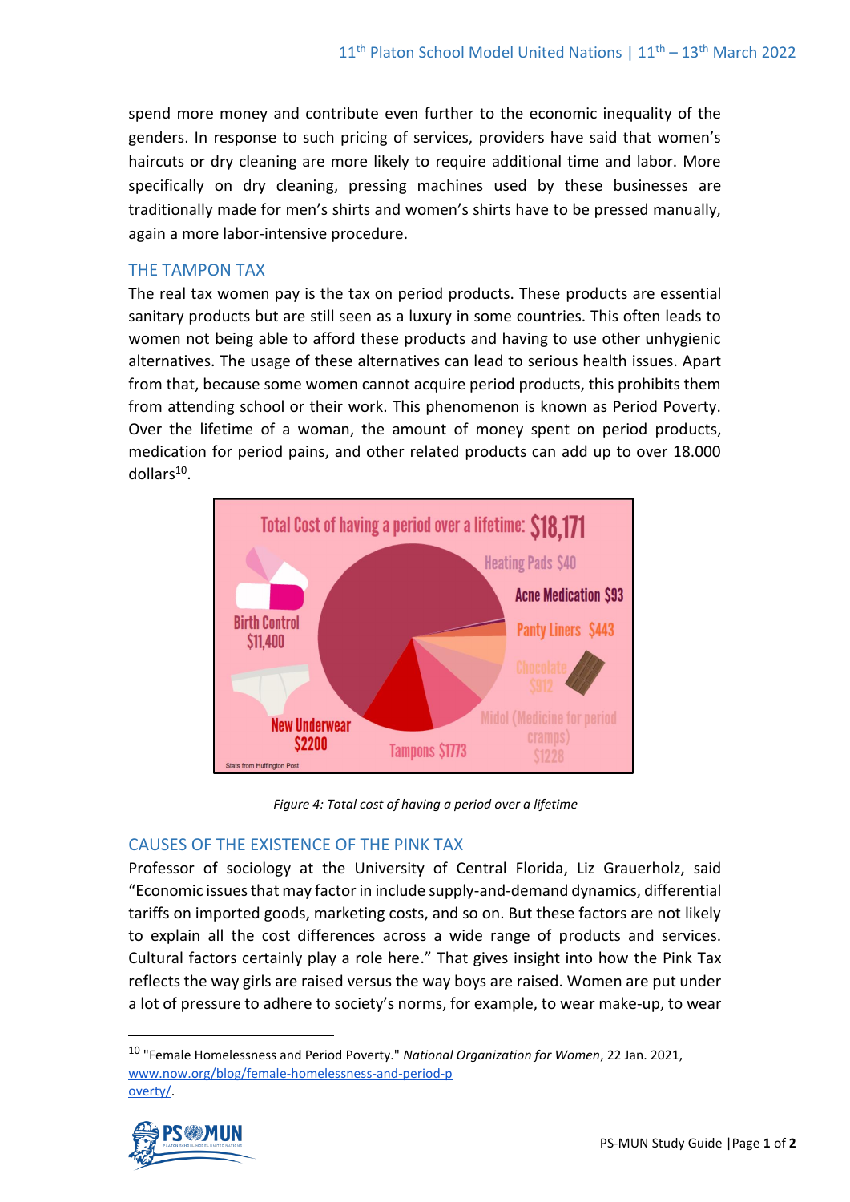spend more money and contribute even further to the economic inequality of the genders. In response to such pricing of services, providers have said that women's haircuts or dry cleaning are more likely to require additional time and labor. More specifically on dry cleaning, pressing machines used by these businesses are traditionally made for men's shirts and women's shirts have to be pressed manually, again a more labor-intensive procedure.

## THE TAMPON TAX

The real tax women pay is the tax on period products. These products are essential sanitary products but are still seen as a luxury in some countries. This often leads to women not being able to afford these products and having to use other unhygienic alternatives. The usage of these alternatives can lead to serious health issues. Apart from that, because some women cannot acquire period products, this prohibits them from attending school or their work. This phenomenon is known as Period Poverty. Over the lifetime of a woman, the amount of money spent on period products, medication for period pains, and other related products can add up to over 18.000 dollars[10].

*Figure 4: Total cost of having a period over a lifetime*

## CAUSES OF THE EXISTENCE OF THE PINK TAX

Professor of sociology at the University of Central Florida, Liz Grauerholz, said "Economic issues that may factor in include supply-and-demand dynamics, differential tariffs on imported goods, marketing costs, and so on. But these factors are not likely to explain all the cost differences across a wide range of products and services. Cultural factors certainly play a role here." That gives insight into how the Pink Tax reflects the way girls are raised versus the way boys are raised. Women are put under a lot of pressure to adhere to society's norms, for example, to wear make-up, to wear

[10] "Female Homelessness and Period Poverty." *National Organization for Women*, 22 Jan. 2021, www.now.org/blog/female-homelessness-and-period-poverty/.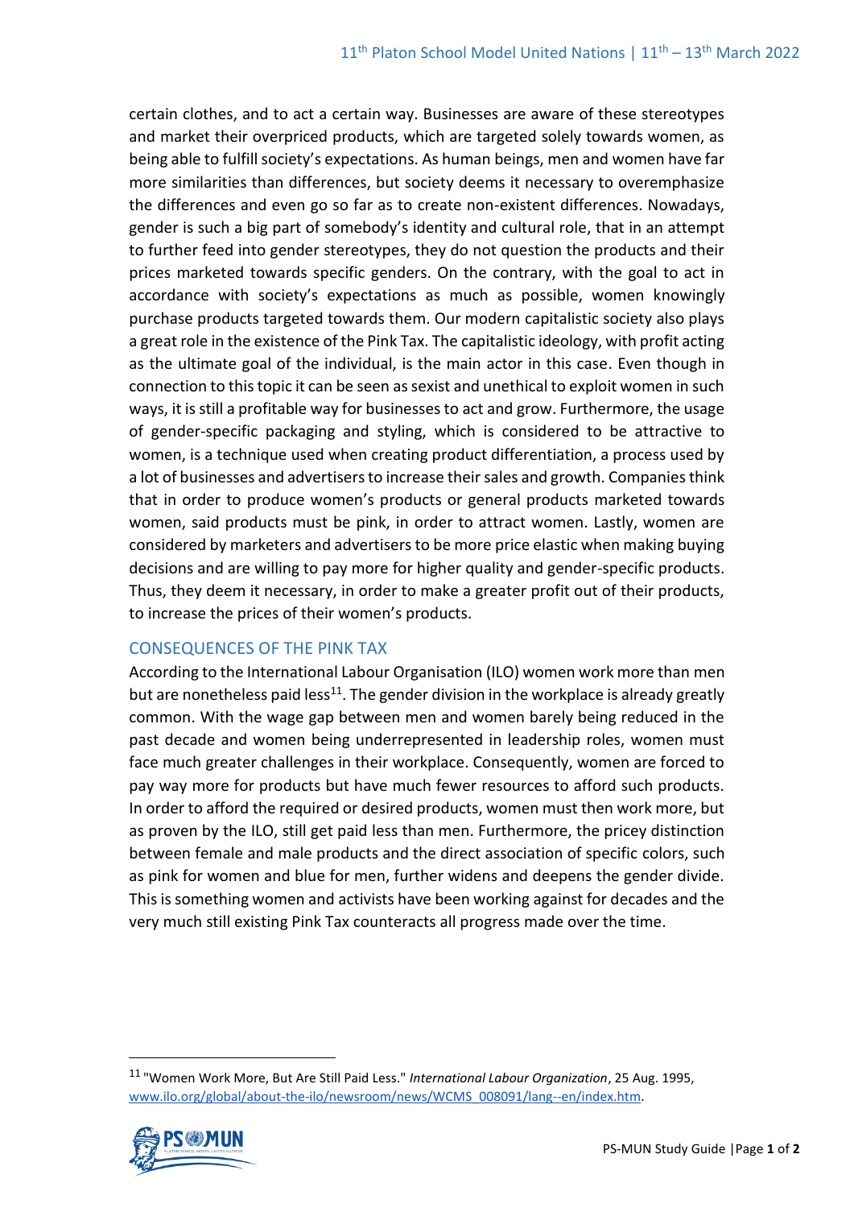certain clothes, and to act a certain way. Businesses are aware of these stereotypes and market their overpriced products, which are targeted solely towards women, as being able to fulfill society's expectations. As human beings, men and women have far more similarities than differences, but society deems it necessary to overemphasize the differences and even go so far as to create non-existent differences. Nowadays, gender is such a big part of somebody's identity and cultural role, that in an attempt to further feed into gender stereotypes, they do not question the products and their prices marketed towards specific genders. On the contrary, with the goal to act in accordance with society's expectations as much as possible, women knowingly purchase products targeted towards them. Our modern capitalistic society also plays a great role in the existence of the Pink Tax. The capitalistic ideology, with profit acting as the ultimate goal of the individual, is the main actor in this case. Even though in connection to this topic it can be seen as sexist and unethical to exploit women in such ways, it is still a profitable way for businesses to act and grow. Furthermore, the usage of gender-specific packaging and styling, which is considered to be attractive to women, is a technique used when creating product differentiation, a process used by a lot of businesses and advertisers to increase their sales and growth. Companies think that in order to produce women's products or general products marketed towards women, said products must be pink, in order to attract women. Lastly, women are considered by marketers and advertisers to be more price elastic when making buying decisions and are willing to pay more for higher quality and gender-specific products. Thus, they deem it necessary, in order to make a greater profit out of their products, to increase the prices of their women's products.

## CONSEQUENCES OF THE PINK TAX

According to the International Labour Organisation (ILO) women work more than men but are nonetheless paid less[11]. The gender division in the workplace is already greatly common. With the wage gap between men and women barely being reduced in the past decade and women being underrepresented in leadership roles, women must face much greater challenges in their workplace. Consequently, women are forced to pay way more for products but have much fewer resources to afford such products. In order to afford the required or desired products, women must then work more, but as proven by the ILO, still get paid less than men. Furthermore, the pricey distinction between female and male products and the direct association of specific colors, such as pink for women and blue for men, further widens and deepens the gender divide. This is something women and activists have been working against for decades and the very much still existing Pink Tax counteracts all progress made over the time.

---

[11] "Women Work More, But Are Still Paid Less." *International Labour Organization*, 25 Aug. 1995, www.ilo.org/global/about-the-ilo/newsroom/news/WCMS_008091/lang--en/index.htm.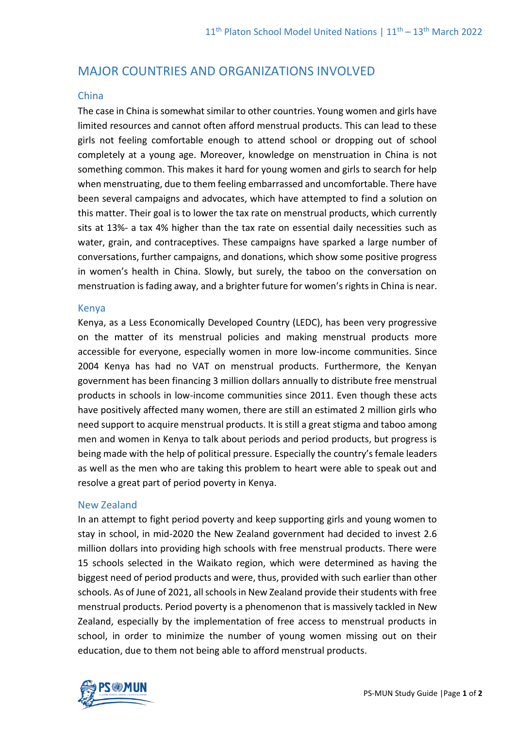## MAJOR COUNTRIES AND ORGANIZATIONS INVOLVED

### China

The case in China is somewhat similar to other countries. Young women and girls have limited resources and cannot often afford menstrual products. This can lead to these girls not feeling comfortable enough to attend school or dropping out of school completely at a young age. Moreover, knowledge on menstruation in China is not something common. This makes it hard for young women and girls to search for help when menstruating, due to them feeling embarrassed and uncomfortable. There have been several campaigns and advocates, which have attempted to find a solution on this matter. Their goal is to lower the tax rate on menstrual products, which currently sits at 13%- a tax 4% higher than the tax rate on essential daily necessities such as water, grain, and contraceptives. These campaigns have sparked a large number of conversations, further campaigns, and donations, which show some positive progress in women's health in China. Slowly, but surely, the taboo on the conversation on menstruation is fading away, and a brighter future for women's rights in China is near.

### Kenya

Kenya, as a Less Economically Developed Country (LEDC), has been very progressive on the matter of its menstrual policies and making menstrual products more accessible for everyone, especially women in more low-income communities. Since 2004 Kenya has had no VAT on menstrual products. Furthermore, the Kenyan government has been financing 3 million dollars annually to distribute free menstrual products in schools in low-income communities since 2011. Even though these acts have positively affected many women, there are still an estimated 2 million girls who need support to acquire menstrual products. It is still a great stigma and taboo among men and women in Kenya to talk about periods and period products, but progress is being made with the help of political pressure. Especially the country's female leaders as well as the men who are taking this problem to heart were able to speak out and resolve a great part of period poverty in Kenya.

### New Zealand

In an attempt to fight period poverty and keep supporting girls and young women to stay in school, in mid-2020 the New Zealand government had decided to invest 2.6 million dollars into providing high schools with free menstrual products. There were 15 schools selected in the Waikato region, which were determined as having the biggest need of period products and were, thus, provided with such earlier than other schools. As of June of 2021, all schools in New Zealand provide their students with free menstrual products. Period poverty is a phenomenon that is massively tackled in New Zealand, especially by the implementation of free access to menstrual products in school, in order to minimize the number of young women missing out on their education, due to them not being able to afford menstrual products.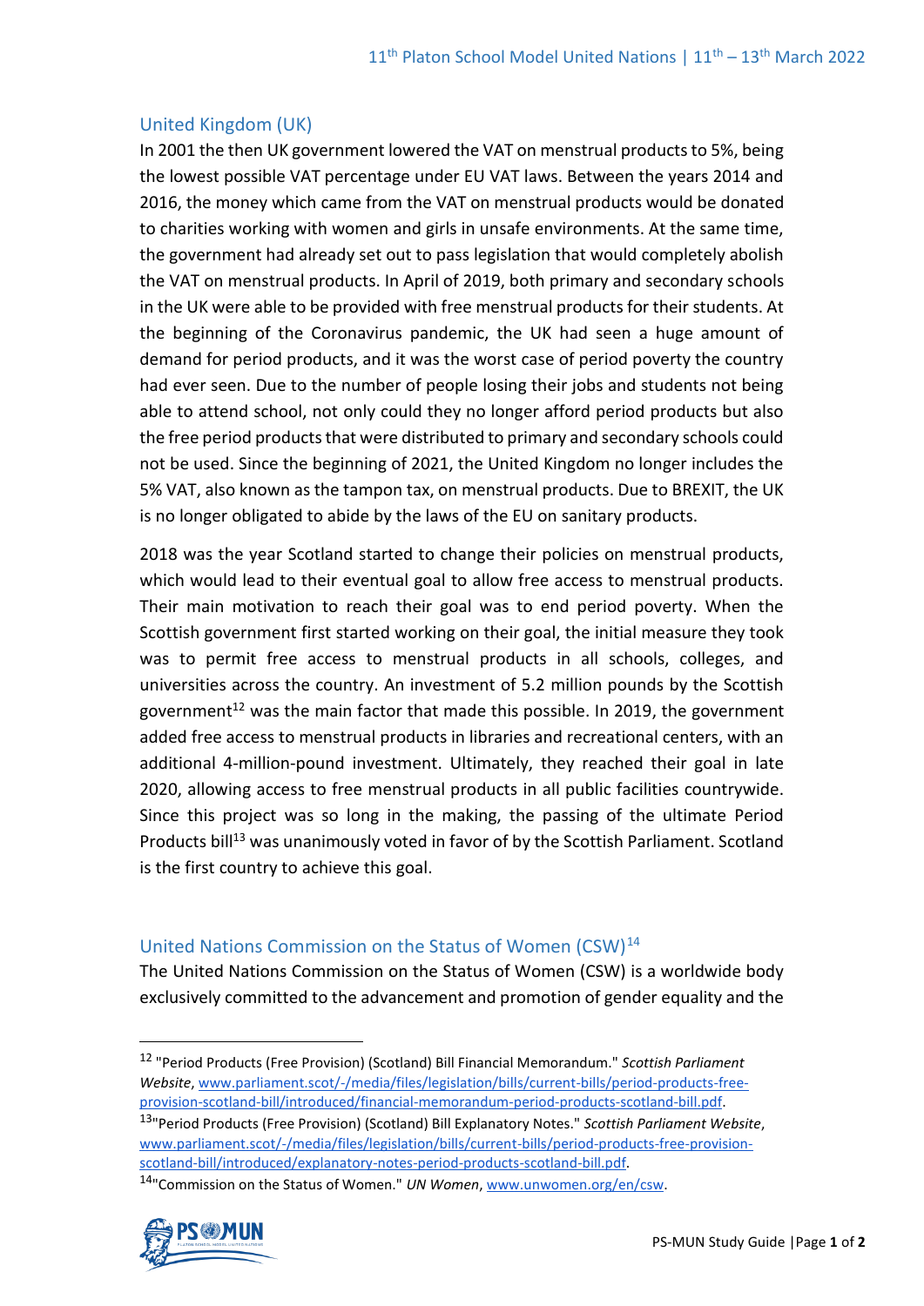## United Kingdom (UK)

In 2001 the then UK government lowered the VAT on menstrual products to 5%, being the lowest possible VAT percentage under EU VAT laws. Between the years 2014 and 2016, the money which came from the VAT on menstrual products would be donated to charities working with women and girls in unsafe environments. At the same time, the government had already set out to pass legislation that would completely abolish the VAT on menstrual products. In April of 2019, both primary and secondary schools in the UK were able to be provided with free menstrual products for their students. At the beginning of the Coronavirus pandemic, the UK had seen a huge amount of demand for period products, and it was the worst case of period poverty the country had ever seen. Due to the number of people losing their jobs and students not being able to attend school, not only could they no longer afford period products but also the free period products that were distributed to primary and secondary schools could not be used. Since the beginning of 2021, the United Kingdom no longer includes the 5% VAT, also known as the tampon tax, on menstrual products. Due to BREXIT, the UK is no longer obligated to abide by the laws of the EU on sanitary products.

2018 was the year Scotland started to change their policies on menstrual products, which would lead to their eventual goal to allow free access to menstrual products. Their main motivation to reach their goal was to end period poverty. When the Scottish government first started working on their goal, the initial measure they took was to permit free access to menstrual products in all schools, colleges, and universities across the country. An investment of 5.2 million pounds by the Scottish government[12] was the main factor that made this possible. In 2019, the government added free access to menstrual products in libraries and recreational centers, with an additional 4-million-pound investment. Ultimately, they reached their goal in late 2020, allowing access to free menstrual products in all public facilities countrywide. Since this project was so long in the making, the passing of the ultimate Period Products bill[13] was unanimously voted in favor of by the Scottish Parliament. Scotland is the first country to achieve this goal.

## United Nations Commission on the Status of Women (CSW)[14]

The United Nations Commission on the Status of Women (CSW) is a worldwide body exclusively committed to the advancement and promotion of gender equality and the

---

[12] "Period Products (Free Provision) (Scotland) Bill Financial Memorandum." *Scottish Parliament Website*, www.parliament.scot/-/media/files/legislation/bills/current-bills/period-products-free-provision-scotland-bill/introduced/financial-memorandum-period-products-scotland-bill.pdf.

[13] "Period Products (Free Provision) (Scotland) Bill Explanatory Notes." *Scottish Parliament Website*, www.parliament.scot/-/media/files/legislation/bills/current-bills/period-products-free-provision-scotland-bill/introduced/explanatory-notes-period-products-scotland-bill.pdf.

[14] "Commission on the Status of Women." *UN Women*, www.unwomen.org/en/csw.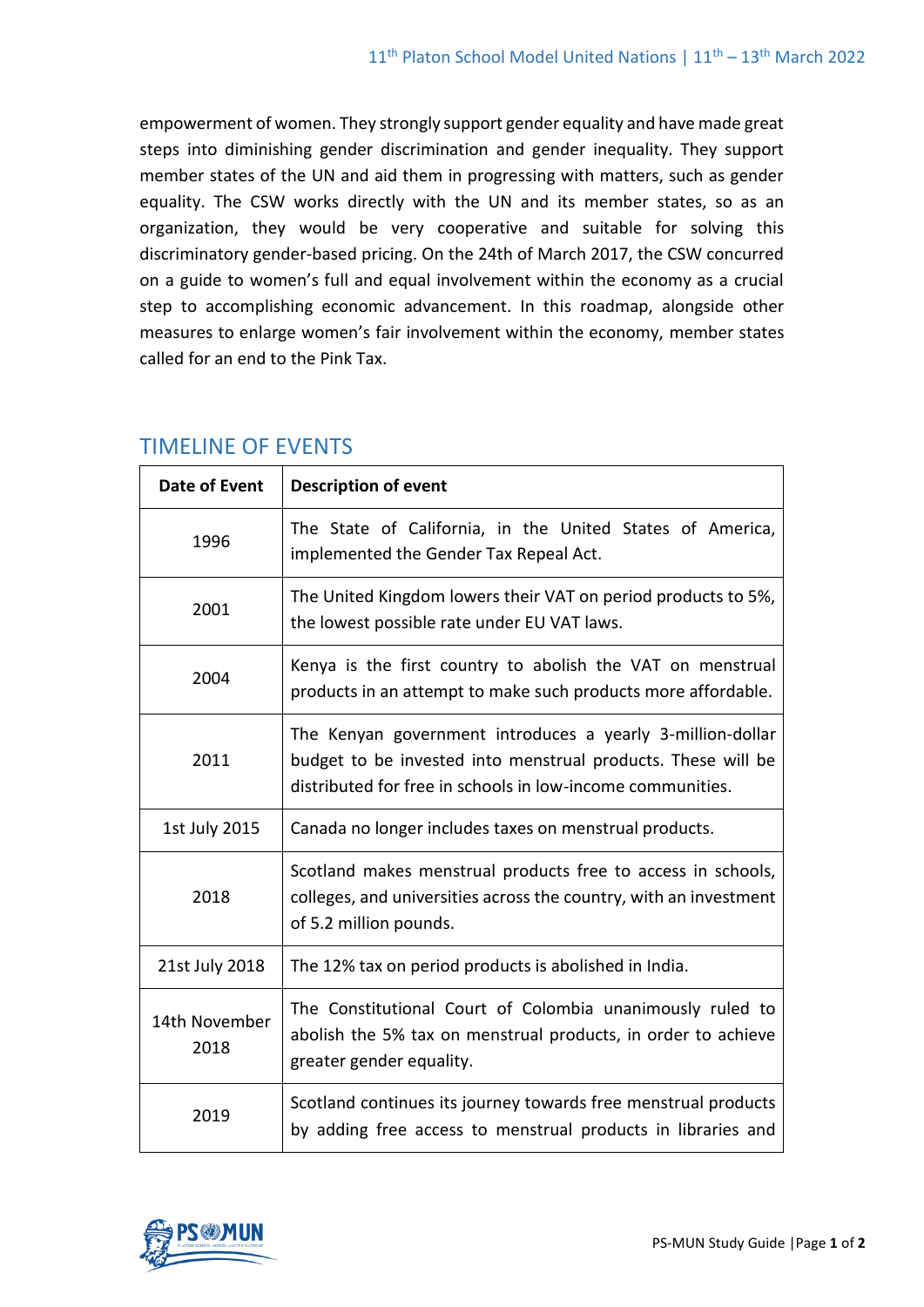empowerment of women. They strongly support gender equality and have made great steps into diminishing gender discrimination and gender inequality. They support member states of the UN and aid them in progressing with matters, such as gender equality. The CSW works directly with the UN and its member states, so as an organization, they would be very cooperative and suitable for solving this discriminatory gender-based pricing. On the 24th of March 2017, the CSW concurred on a guide to women's full and equal involvement within the economy as a crucial step to accomplishing economic advancement. In this roadmap, alongside other measures to enlarge women's fair involvement within the economy, member states called for an end to the Pink Tax.

## TIMELINE OF EVENTS

| Date of Event | Description of event |
|---|---|
| 1996 | The State of California, in the United States of America, implemented the Gender Tax Repeal Act. |
| 2001 | The United Kingdom lowers their VAT on period products to 5%, the lowest possible rate under EU VAT laws. |
| 2004 | Kenya is the first country to abolish the VAT on menstrual products in an attempt to make such products more affordable. |
| 2011 | The Kenyan government introduces a yearly 3-million-dollar budget to be invested into menstrual products. These will be distributed for free in schools in low-income communities. |
| 1st July 2015 | Canada no longer includes taxes on menstrual products. |
| 2018 | Scotland makes menstrual products free to access in schools, colleges, and universities across the country, with an investment of 5.2 million pounds. |
| 21st July 2018 | The 12% tax on period products is abolished in India. |
| 14th November 2018 | The Constitutional Court of Colombia unanimously ruled to abolish the 5% tax on menstrual products, in order to achieve greater gender equality. |
| 2019 | Scotland continues its journey towards free menstrual products by adding free access to menstrual products in libraries and |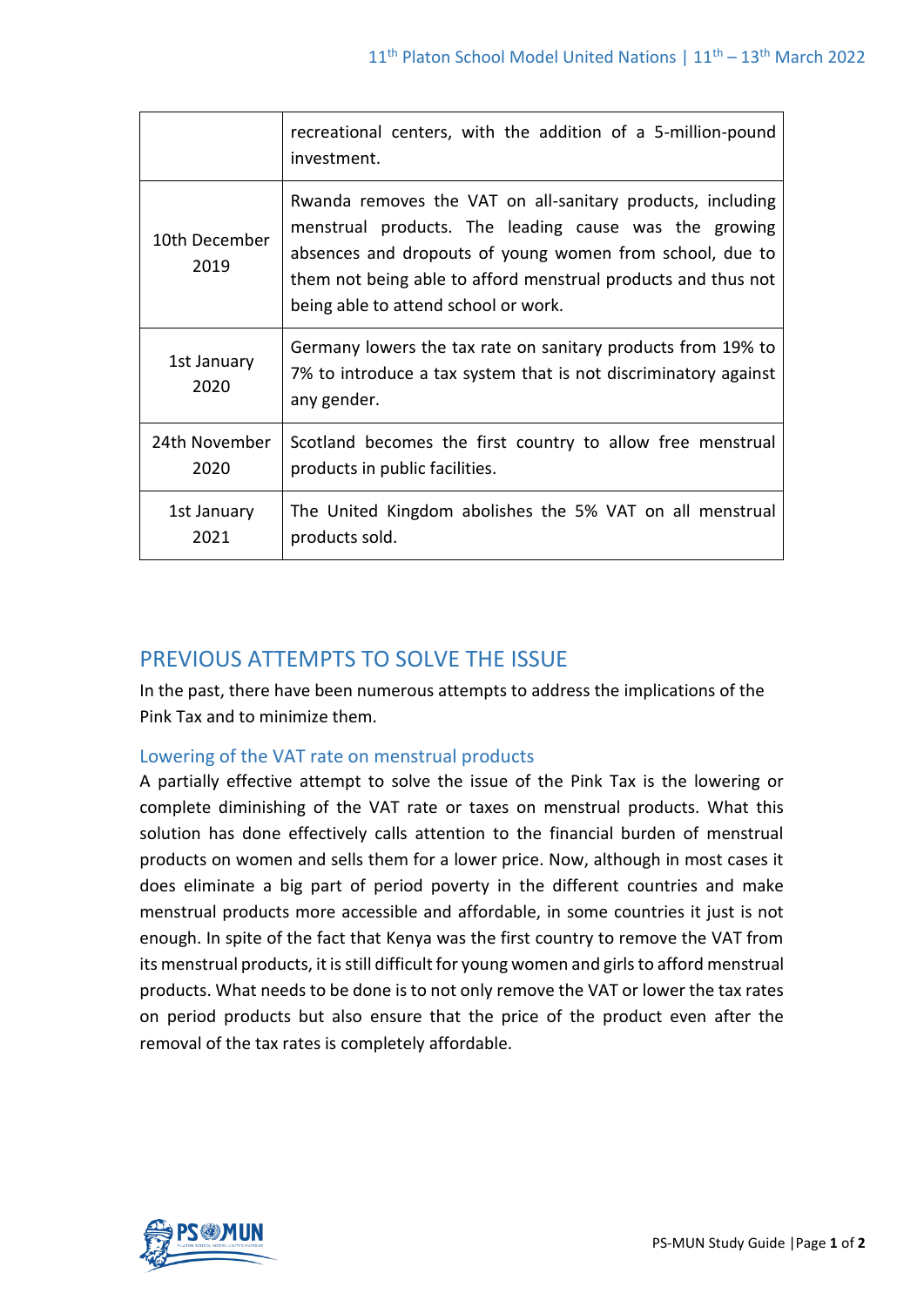|  |  |
|---|---|
|  | recreational centers, with the addition of a 5-million-pound investment. |
| 10th December 2019 | Rwanda removes the VAT on all-sanitary products, including menstrual products. The leading cause was the growing absences and dropouts of young women from school, due to them not being able to afford menstrual products and thus not being able to attend school or work. |
| 1st January 2020 | Germany lowers the tax rate on sanitary products from 19% to 7% to introduce a tax system that is not discriminatory against any gender. |
| 24th November 2020 | Scotland becomes the first country to allow free menstrual products in public facilities. |
| 1st January 2021 | The United Kingdom abolishes the 5% VAT on all menstrual products sold. |

## PREVIOUS ATTEMPTS TO SOLVE THE ISSUE

In the past, there have been numerous attempts to address the implications of the Pink Tax and to minimize them.

### Lowering of the VAT rate on menstrual products

A partially effective attempt to solve the issue of the Pink Tax is the lowering or complete diminishing of the VAT rate or taxes on menstrual products. What this solution has done effectively calls attention to the financial burden of menstrual products on women and sells them for a lower price. Now, although in most cases it does eliminate a big part of period poverty in the different countries and make menstrual products more accessible and affordable, in some countries it just is not enough. In spite of the fact that Kenya was the first country to remove the VAT from its menstrual products, it is still difficult for young women and girls to afford menstrual products. What needs to be done is to not only remove the VAT or lower the tax rates on period products but also ensure that the price of the product even after the removal of the tax rates is completely affordable.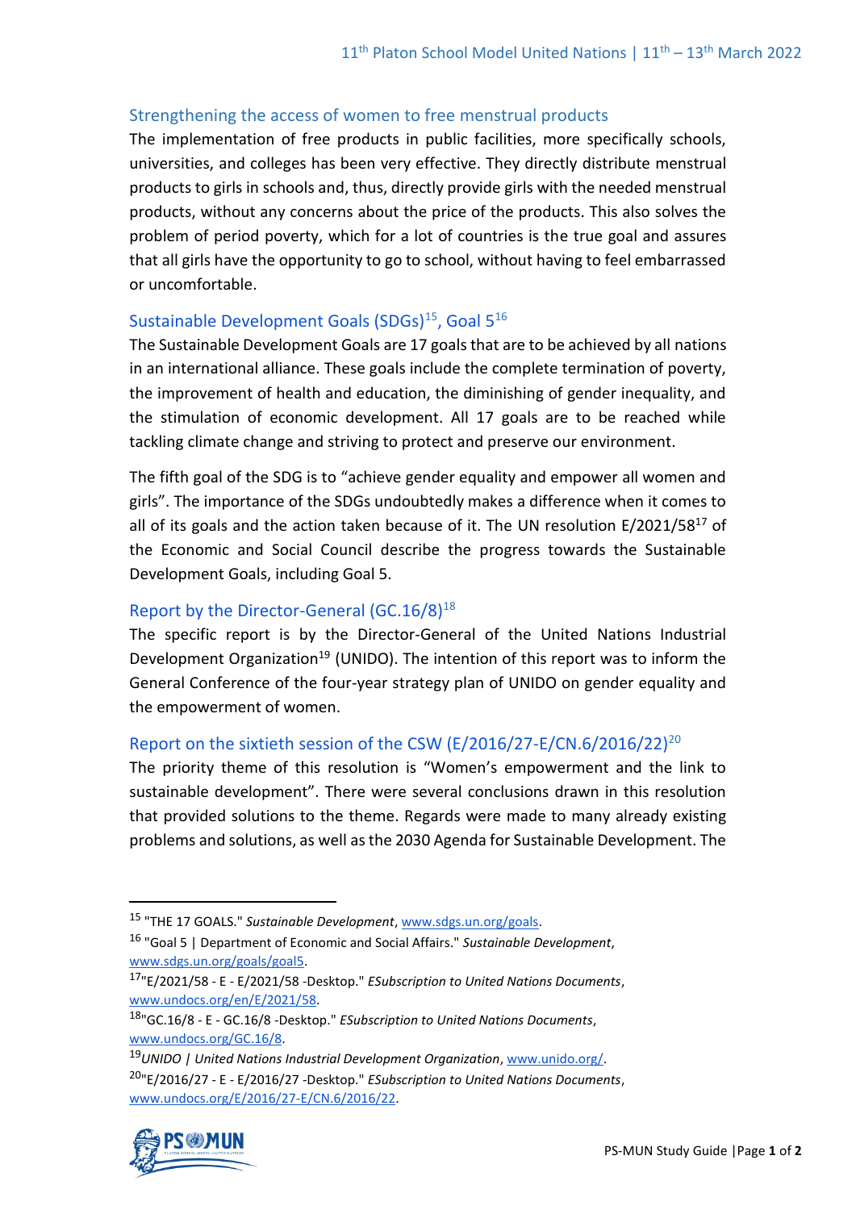### Strengthening the access of women to free menstrual products

The implementation of free products in public facilities, more specifically schools, universities, and colleges has been very effective. They directly distribute menstrual products to girls in schools and, thus, directly provide girls with the needed menstrual products, without any concerns about the price of the products. This also solves the problem of period poverty, which for a lot of countries is the true goal and assures that all girls have the opportunity to go to school, without having to feel embarrassed or uncomfortable.

### Sustainable Development Goals (SDGs)[15], Goal 5[16]

The Sustainable Development Goals are 17 goals that are to be achieved by all nations in an international alliance. These goals include the complete termination of poverty, the improvement of health and education, the diminishing of gender inequality, and the stimulation of economic development. All 17 goals are to be reached while tackling climate change and striving to protect and preserve our environment.

The fifth goal of the SDG is to "achieve gender equality and empower all women and girls". The importance of the SDGs undoubtedly makes a difference when it comes to all of its goals and the action taken because of it. The UN resolution E/2021/58[17] of the Economic and Social Council describe the progress towards the Sustainable Development Goals, including Goal 5.

### Report by the Director-General (GC.16/8)[18]

The specific report is by the Director-General of the United Nations Industrial Development Organization[19] (UNIDO). The intention of this report was to inform the General Conference of the four-year strategy plan of UNIDO on gender equality and the empowerment of women.

### Report on the sixtieth session of the CSW (E/2016/27-E/CN.6/2016/22)[20]

The priority theme of this resolution is "Women's empowerment and the link to sustainable development". There were several conclusions drawn in this resolution that provided solutions to the theme. Regards were made to many already existing problems and solutions, as well as the 2030 Agenda for Sustainable Development. The

---

[15] "THE 17 GOALS." *Sustainable Development*, www.sdgs.un.org/goals.

[16] "Goal 5 | Department of Economic and Social Affairs." *Sustainable Development*, www.sdgs.un.org/goals/goal5.

[17] "E/2021/58 - E - E/2021/58 -Desktop." *ESubscription to United Nations Documents*, www.undocs.org/en/E/2021/58.

[18] "GC.16/8 - E - GC.16/8 -Desktop." *ESubscription to United Nations Documents*, www.undocs.org/GC.16/8.

[19] *UNIDO | United Nations Industrial Development Organization*, www.unido.org/.

[20] "E/2016/27 - E - E/2016/27 -Desktop." *ESubscription to United Nations Documents*, www.undocs.org/E/2016/27-E/CN.6/2016/22.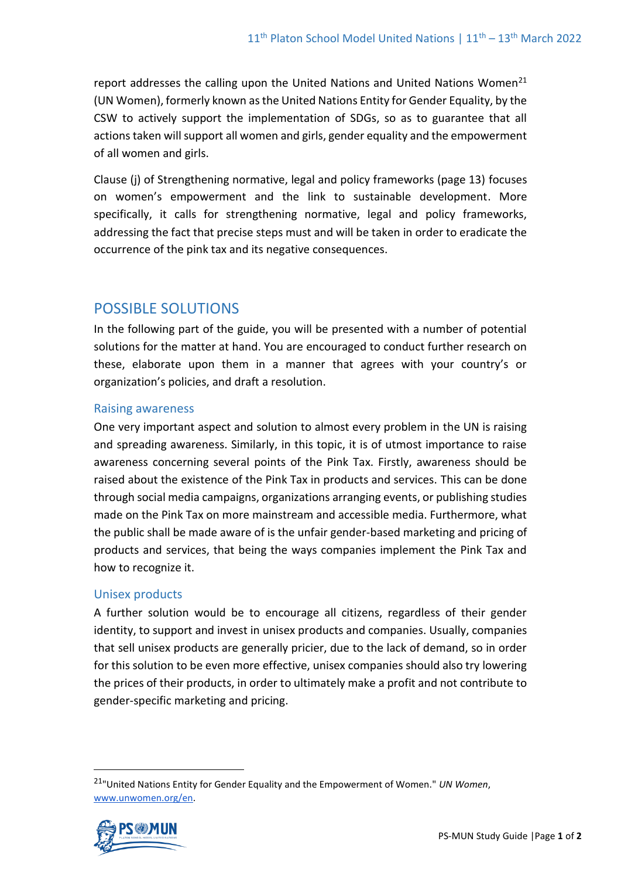report addresses the calling upon the United Nations and United Nations Women[21] (UN Women), formerly known as the United Nations Entity for Gender Equality, by the CSW to actively support the implementation of SDGs, so as to guarantee that all actions taken will support all women and girls, gender equality and the empowerment of all women and girls.

Clause (j) of Strengthening normative, legal and policy frameworks (page 13) focuses on women's empowerment and the link to sustainable development. More specifically, it calls for strengthening normative, legal and policy frameworks, addressing the fact that precise steps must and will be taken in order to eradicate the occurrence of the pink tax and its negative consequences.

## POSSIBLE SOLUTIONS

In the following part of the guide, you will be presented with a number of potential solutions for the matter at hand. You are encouraged to conduct further research on these, elaborate upon them in a manner that agrees with your country's or organization's policies, and draft a resolution.

### Raising awareness

One very important aspect and solution to almost every problem in the UN is raising and spreading awareness. Similarly, in this topic, it is of utmost importance to raise awareness concerning several points of the Pink Tax. Firstly, awareness should be raised about the existence of the Pink Tax in products and services. This can be done through social media campaigns, organizations arranging events, or publishing studies made on the Pink Tax on more mainstream and accessible media. Furthermore, what the public shall be made aware of is the unfair gender-based marketing and pricing of products and services, that being the ways companies implement the Pink Tax and how to recognize it.

### Unisex products

A further solution would be to encourage all citizens, regardless of their gender identity, to support and invest in unisex products and companies. Usually, companies that sell unisex products are generally pricier, due to the lack of demand, so in order for this solution to be even more effective, unisex companies should also try lowering the prices of their products, in order to ultimately make a profit and not contribute to gender-specific marketing and pricing.

---

[21] "United Nations Entity for Gender Equality and the Empowerment of Women." *UN Women*, www.unwomen.org/en.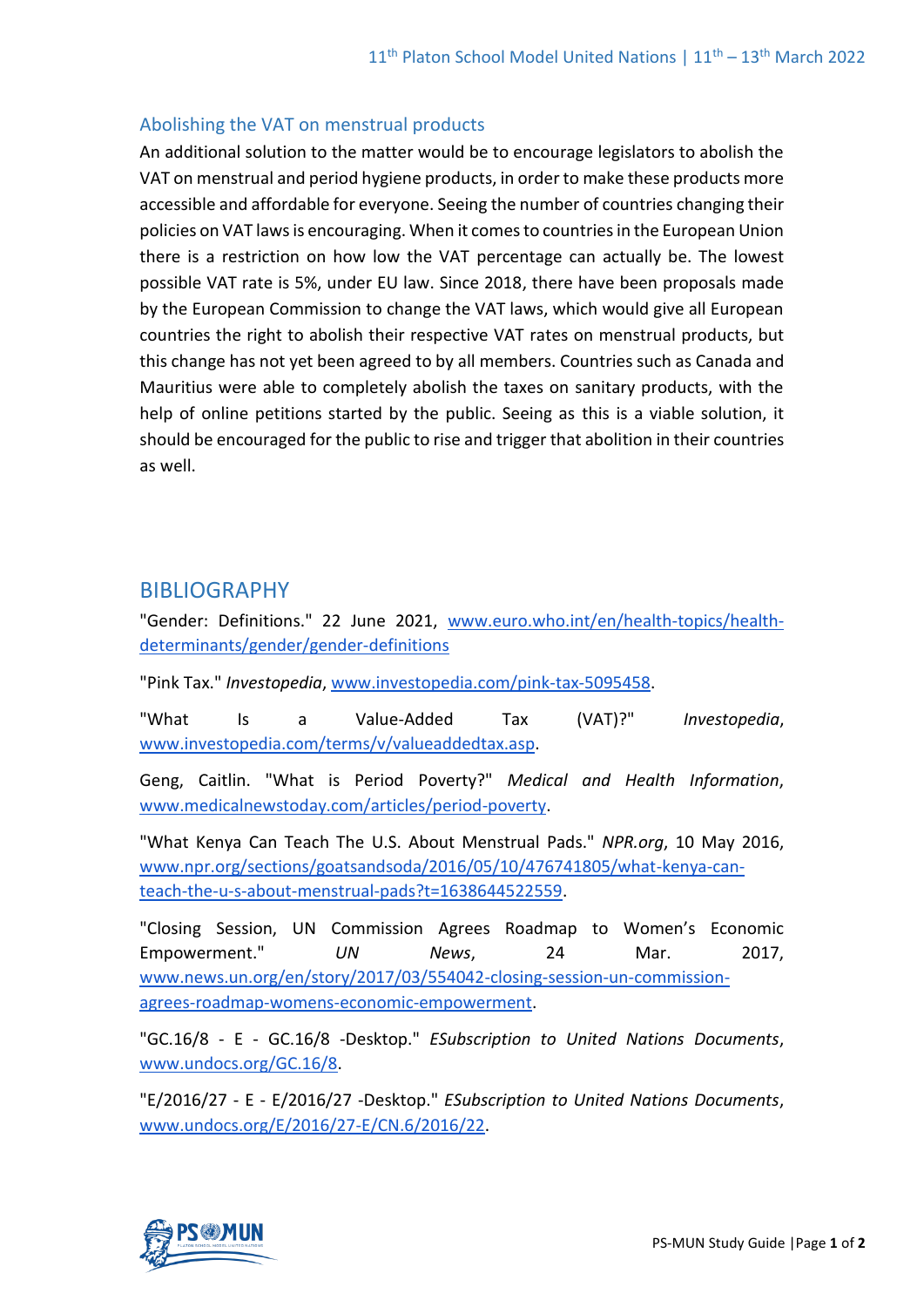### Abolishing the VAT on menstrual products

An additional solution to the matter would be to encourage legislators to abolish the VAT on menstrual and period hygiene products, in order to make these products more accessible and affordable for everyone. Seeing the number of countries changing their policies on VAT laws is encouraging. When it comes to countries in the European Union there is a restriction on how low the VAT percentage can actually be. The lowest possible VAT rate is 5%, under EU law. Since 2018, there have been proposals made by the European Commission to change the VAT laws, which would give all European countries the right to abolish their respective VAT rates on menstrual products, but this change has not yet been agreed to by all members. Countries such as Canada and Mauritius were able to completely abolish the taxes on sanitary products, with the help of online petitions started by the public. Seeing as this is a viable solution, it should be encouraged for the public to rise and trigger that abolition in their countries as well.

## BIBLIOGRAPHY

"Gender: Definitions." 22 June 2021, www.euro.who.int/en/health-topics/health-determinants/gender/gender-definitions

"Pink Tax." *Investopedia*, www.investopedia.com/pink-tax-5095458.

"What Is a Value-Added Tax (VAT)?" *Investopedia*, www.investopedia.com/terms/v/valueaddedtax.asp.

Geng, Caitlin. "What is Period Poverty?" *Medical and Health Information*, www.medicalnewstoday.com/articles/period-poverty.

"What Kenya Can Teach The U.S. About Menstrual Pads." *NPR.org*, 10 May 2016, www.npr.org/sections/goatsandsoda/2016/05/10/476741805/what-kenya-can-teach-the-u-s-about-menstrual-pads?t=1638644522559.

"Closing Session, UN Commission Agrees Roadmap to Women's Economic Empowerment." *UN News*, 24 Mar. 2017, www.news.un.org/en/story/2017/03/554042-closing-session-un-commission-agrees-roadmap-womens-economic-empowerment.

"GC.16/8 - E - GC.16/8 -Desktop." *ESubscription to United Nations Documents*, www.undocs.org/GC.16/8.

"E/2016/27 - E - E/2016/27 -Desktop." *ESubscription to United Nations Documents*, www.undocs.org/E/2016/27-E/CN.6/2016/22.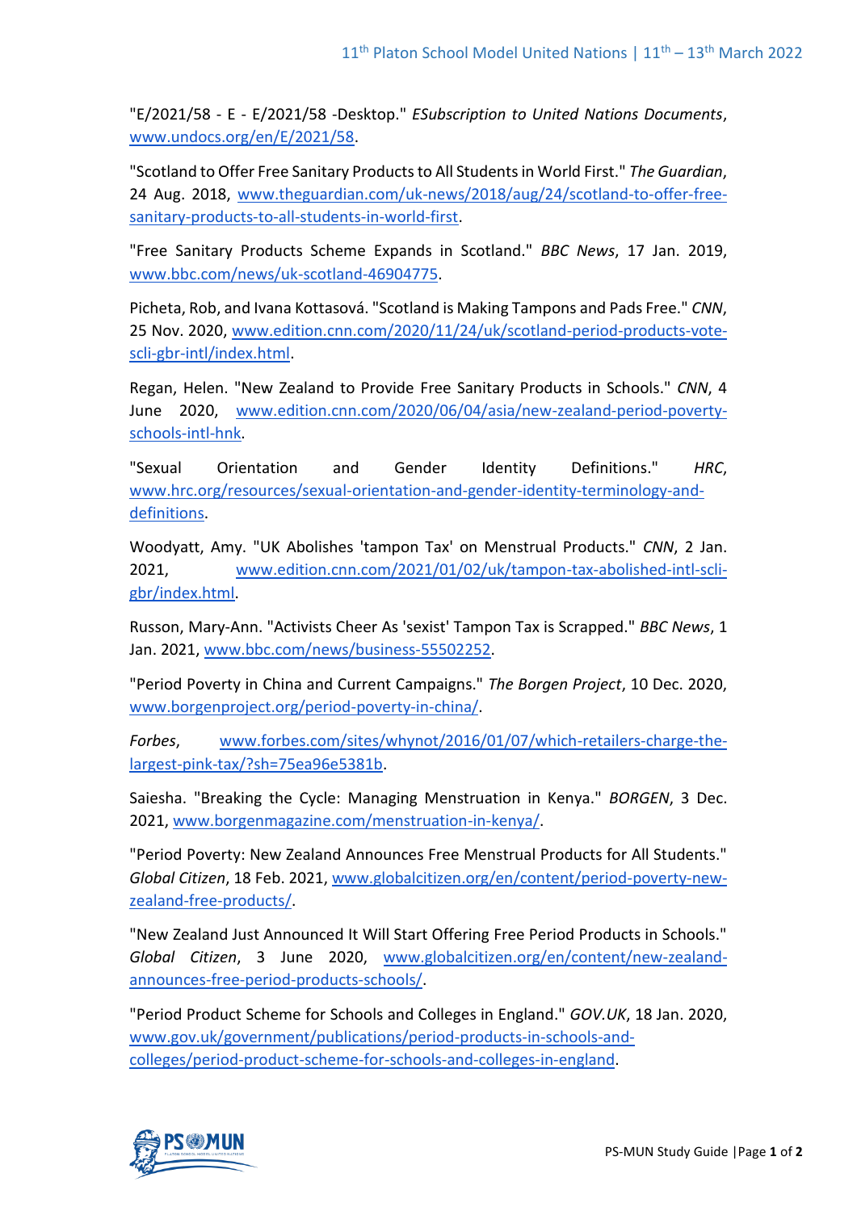"E/2021/58 - E - E/2021/58 -Desktop." *ESubscription to United Nations Documents*, www.undocs.org/en/E/2021/58.

"Scotland to Offer Free Sanitary Products to All Students in World First." *The Guardian*, 24 Aug. 2018, www.theguardian.com/uk-news/2018/aug/24/scotland-to-offer-free-sanitary-products-to-all-students-in-world-first.

"Free Sanitary Products Scheme Expands in Scotland." *BBC News*, 17 Jan. 2019, www.bbc.com/news/uk-scotland-46904775.

Picheta, Rob, and Ivana Kottasová. "Scotland is Making Tampons and Pads Free." *CNN*, 25 Nov. 2020, www.edition.cnn.com/2020/11/24/uk/scotland-period-products-vote-scli-gbr-intl/index.html.

Regan, Helen. "New Zealand to Provide Free Sanitary Products in Schools." *CNN*, 4 June 2020, www.edition.cnn.com/2020/06/04/asia/new-zealand-period-poverty-schools-intl-hnk.

"Sexual Orientation and Gender Identity Definitions." *HRC*, www.hrc.org/resources/sexual-orientation-and-gender-identity-terminology-and-definitions.

Woodyatt, Amy. "UK Abolishes 'tampon Tax' on Menstrual Products." *CNN*, 2 Jan. 2021, www.edition.cnn.com/2021/01/02/uk/tampon-tax-abolished-intl-scli-gbr/index.html.

Russon, Mary-Ann. "Activists Cheer As 'sexist' Tampon Tax is Scrapped." *BBC News*, 1 Jan. 2021, www.bbc.com/news/business-55502252.

"Period Poverty in China and Current Campaigns." *The Borgen Project*, 10 Dec. 2020, www.borgenproject.org/period-poverty-in-china/.

*Forbes*, www.forbes.com/sites/whynot/2016/01/07/which-retailers-charge-the-largest-pink-tax/?sh=75ea96e5381b.

Saiesha. "Breaking the Cycle: Managing Menstruation in Kenya." *BORGEN*, 3 Dec. 2021, www.borgenmagazine.com/menstruation-in-kenya/.

"Period Poverty: New Zealand Announces Free Menstrual Products for All Students." *Global Citizen*, 18 Feb. 2021, www.globalcitizen.org/en/content/period-poverty-new-zealand-free-products/.

"New Zealand Just Announced It Will Start Offering Free Period Products in Schools." *Global Citizen*, 3 June 2020, www.globalcitizen.org/en/content/new-zealand-announces-free-period-products-schools/.

"Period Product Scheme for Schools and Colleges in England." *GOV.UK*, 18 Jan. 2020, www.gov.uk/government/publications/period-products-in-schools-and-colleges/period-product-scheme-for-schools-and-colleges-in-england.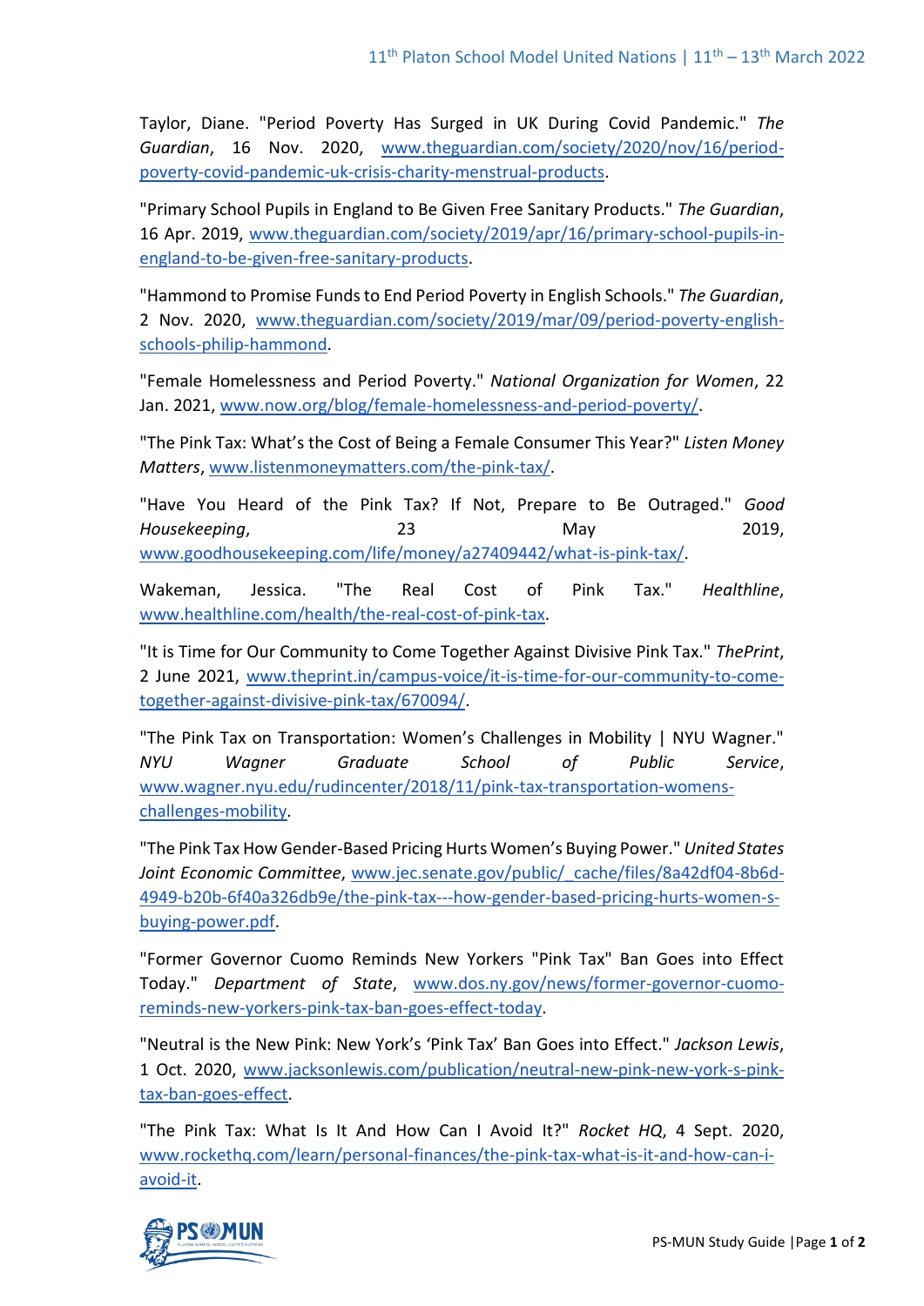Taylor, Diane. "Period Poverty Has Surged in UK During Covid Pandemic." *The Guardian*, 16 Nov. 2020, www.theguardian.com/society/2020/nov/16/period-poverty-covid-pandemic-uk-crisis-charity-menstrual-products.

"Primary School Pupils in England to Be Given Free Sanitary Products." *The Guardian*, 16 Apr. 2019, www.theguardian.com/society/2019/apr/16/primary-school-pupils-in-england-to-be-given-free-sanitary-products.

"Hammond to Promise Funds to End Period Poverty in English Schools." *The Guardian*, 2 Nov. 2020, www.theguardian.com/society/2019/mar/09/period-poverty-english-schools-philip-hammond.

"Female Homelessness and Period Poverty." *National Organization for Women*, 22 Jan. 2021, www.now.org/blog/female-homelessness-and-period-poverty/.

"The Pink Tax: What's the Cost of Being a Female Consumer This Year?" *Listen Money Matters*, www.listenmoneymatters.com/the-pink-tax/.

"Have You Heard of the Pink Tax? If Not, Prepare to Be Outraged." *Good Housekeeping*, 23 May 2019, www.goodhousekeeping.com/life/money/a27409442/what-is-pink-tax/.

Wakeman, Jessica. "The Real Cost of Pink Tax." *Healthline*, www.healthline.com/health/the-real-cost-of-pink-tax.

"It is Time for Our Community to Come Together Against Divisive Pink Tax." *ThePrint*, 2 June 2021, www.theprint.in/campus-voice/it-is-time-for-our-community-to-come-together-against-divisive-pink-tax/670094/.

"The Pink Tax on Transportation: Women's Challenges in Mobility | NYU Wagner." *NYU Wagner Graduate School of Public Service*, www.wagner.nyu.edu/rudincenter/2018/11/pink-tax-transportation-womens-challenges-mobility.

"The Pink Tax How Gender-Based Pricing Hurts Women's Buying Power." *United States Joint Economic Committee*, www.jec.senate.gov/public/_cache/files/8a42df04-8b6d-4949-b20b-6f40a326db9e/the-pink-tax---how-gender-based-pricing-hurts-women-s-buying-power.pdf.

"Former Governor Cuomo Reminds New Yorkers "Pink Tax" Ban Goes into Effect Today." *Department of State*, www.dos.ny.gov/news/former-governor-cuomo-reminds-new-yorkers-pink-tax-ban-goes-effect-today.

"Neutral is the New Pink: New York's 'Pink Tax' Ban Goes into Effect." *Jackson Lewis*, 1 Oct. 2020, www.jacksonlewis.com/publication/neutral-new-pink-new-york-s-pink-tax-ban-goes-effect.

"The Pink Tax: What Is It And How Can I Avoid It?" *Rocket HQ*, 4 Sept. 2020, www.rockethq.com/learn/personal-finances/the-pink-tax-what-is-it-and-how-can-i-avoid-it.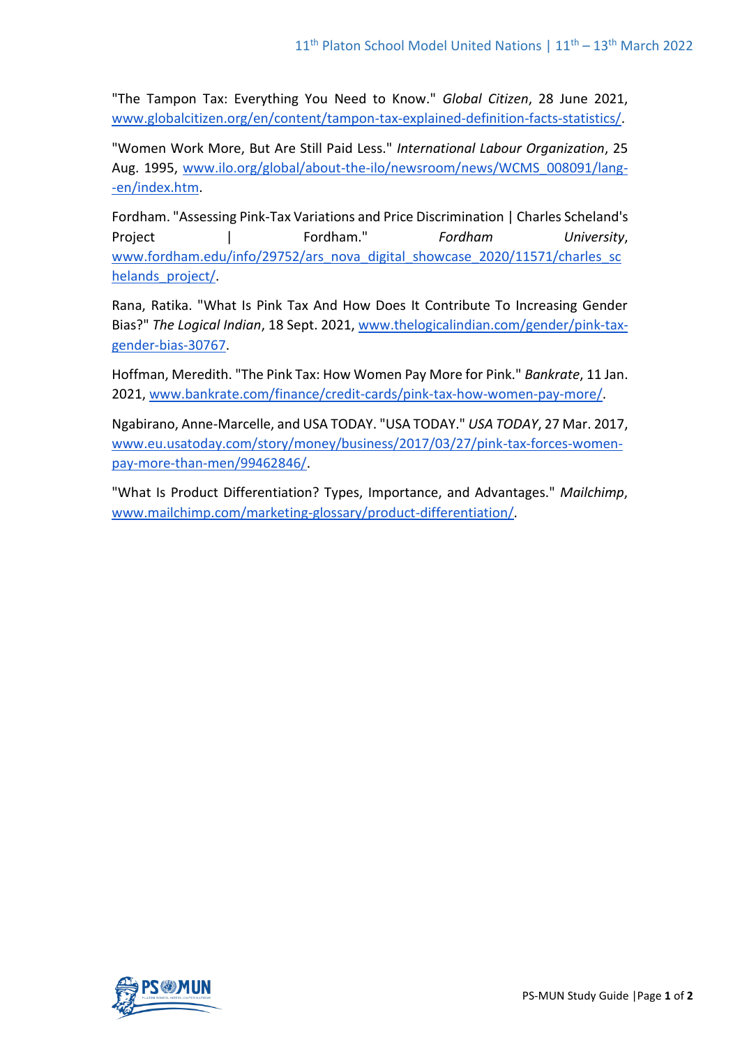"The Tampon Tax: Everything You Need to Know." *Global Citizen*, 28 June 2021, www.globalcitizen.org/en/content/tampon-tax-explained-definition-facts-statistics/.

"Women Work More, But Are Still Paid Less." *International Labour Organization*, 25 Aug. 1995, www.ilo.org/global/about-the-ilo/newsroom/news/WCMS_008091/lang--en/index.htm.

Fordham. "Assessing Pink-Tax Variations and Price Discrimination | Charles Scheland's Project | Fordham." *Fordham University*, www.fordham.edu/info/29752/ars_nova_digital_showcase_2020/11571/charles_schelands_project/.

Rana, Ratika. "What Is Pink Tax And How Does It Contribute To Increasing Gender Bias?" *The Logical Indian*, 18 Sept. 2021, www.thelogicalindian.com/gender/pink-tax-gender-bias-30767.

Hoffman, Meredith. "The Pink Tax: How Women Pay More for Pink." *Bankrate*, 11 Jan. 2021, www.bankrate.com/finance/credit-cards/pink-tax-how-women-pay-more/.

Ngabirano, Anne-Marcelle, and USA TODAY. "USA TODAY." *USA TODAY*, 27 Mar. 2017, www.eu.usatoday.com/story/money/business/2017/03/27/pink-tax-forces-women-pay-more-than-men/99462846/.

"What Is Product Differentiation? Types, Importance, and Advantages." *Mailchimp*, www.mailchimp.com/marketing-glossary/product-differentiation/.